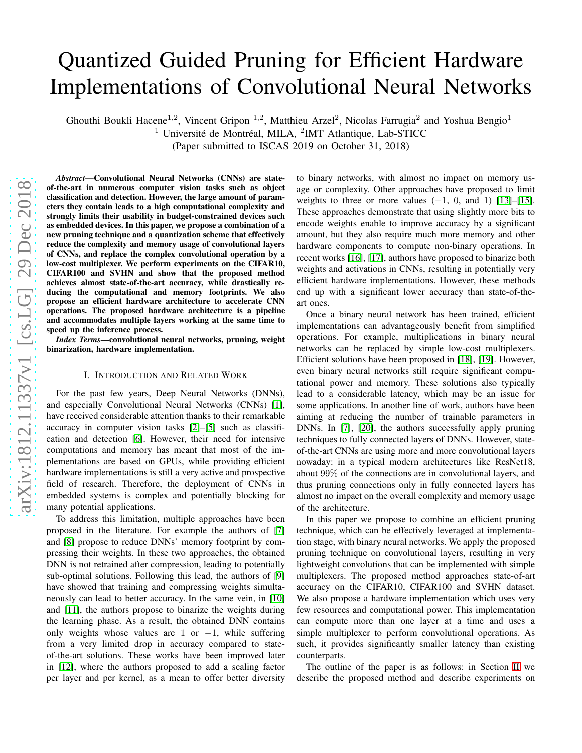# Quantized Guided Pruning for Efficient Hardware Implementations of Convolutional Neural Networks

Ghouthi Boukli Hacene[1,2], Vincent Gripon [1,2], Matthieu Arzel[2], Nicolas Farrugia[2] and Yoshua Bengio[1]

[1] Université de Montréal, MILA, [2]IMT Atlantique, Lab-STICC

(Paper submitted to ISCAS 2019 on October 31, 2018)

***Abstract*—Convolutional Neural Networks (CNNs) are state-of-the-art in numerous computer vision tasks such as object classification and detection. However, the large amount of parameters they contain leads to a high computational complexity and strongly limits their usability in budget-constrained devices such as embedded devices. In this paper, we propose a combination of a new pruning technique and a quantization scheme that effectively reduce the complexity and memory usage of convolutional layers of CNNs, and replace the complex convolutional operation by a low-cost multiplexer. We perform experiments on the CIFAR10, CIFAR100 and SVHN and show that the proposed method achieves almost state-of-the-art accuracy, while drastically reducing the computational and memory footprints. We also propose an efficient hardware architecture to accelerate CNN operations. The proposed hardware architecture is a pipeline and accommodates multiple layers working at the same time to speed up the inference process.**

***Index Terms*—convolutional neural networks, pruning, weight binarization, hardware implementation.**

## I. Introduction and Related Work

For the past few years, Deep Neural Networks (DNNs), and especially Convolutional Neural Networks (CNNs) [1], have received considerable attention thanks to their remarkable accuracy in computer vision tasks [2]–[5] such as classification and detection [6]. However, their need for intensive computations and memory has meant that most of the implementations are based on GPUs, while providing efficient hardware implementations is still a very active and prospective field of research. Therefore, the deployment of CNNs in embedded systems is complex and potentially blocking for many potential applications.

To address this limitation, multiple approaches have been proposed in the literature. For example the authors of [7] and [8] propose to reduce DNNs' memory footprint by compressing their weights. In these two approaches, the obtained DNN is not retrained after compression, leading to potentially sub-optimal solutions. Following this lead, the authors of [9] have showed that training and compressing weights simultaneously can lead to better accuracy. In the same vein, in [10] and [11], the authors propose to binarize the weights during the learning phase. As a result, the obtained DNN contains only weights whose values are 1 or $-1$, while suffering from a very limited drop in accuracy compared to state-of-the-art solutions. These works have been improved later in [12], where the authors proposed to add a scaling factor per layer and per kernel, as a mean to offer better diversity to binary networks, with almost no impact on memory usage or complexity. Other approaches have proposed to limit weights to three or more values ($-1$, 0, and 1) [13]–[15]. These approaches demonstrate that using slightly more bits to encode weights enable to improve accuracy by a significant amount, but they also require much more memory and other hardware components to compute non-binary operations. In recent works [16], [17], authors have proposed to binarize both weights and activations in CNNs, resulting in potentially very efficient hardware implementations. However, these methods end up with a significant lower accuracy than state-of-the-art ones.

Once a binary neural network has been trained, efficient implementations can advantageously benefit from simplified operations. For example, multiplications in binary neural networks can be replaced by simple low-cost multiplexers. Efficient solutions have been proposed in [18], [19]. However, even binary neural networks still require significant computational power and memory. These solutions also typically lead to a considerable latency, which may be an issue for some applications. In another line of work, authors have been aiming at reducing the number of trainable parameters in DNNs. In [7], [20], the authors successfully apply pruning techniques to fully connected layers of DNNs. However, state-of-the-art CNNs are using more and more convolutional layers nowaday: in a typical modern architectures like ResNet18, about 99% of the connections are in convolutional layers, and thus pruning connections only in fully connected layers has almost no impact on the overall complexity and memory usage of the architecture.

In this paper we propose to combine an efficient pruning technique, which can be effectively leveraged at implementation stage, with binary neural networks. We apply the proposed pruning technique on convolutional layers, resulting in very lightweight convolutions that can be implemented with simple multiplexers. The proposed method approaches state-of-art accuracy on the CIFAR10, CIFAR100 and SVHN dataset. We also propose a hardware implementation which uses very few resources and computational power. This implementation can compute more than one layer at a time and uses a simple multiplexer to perform convolutional operations. As such, it provides significantly smaller latency than existing counterparts.

The outline of the paper is as follows: in Section II we describe the proposed method and describe experiments on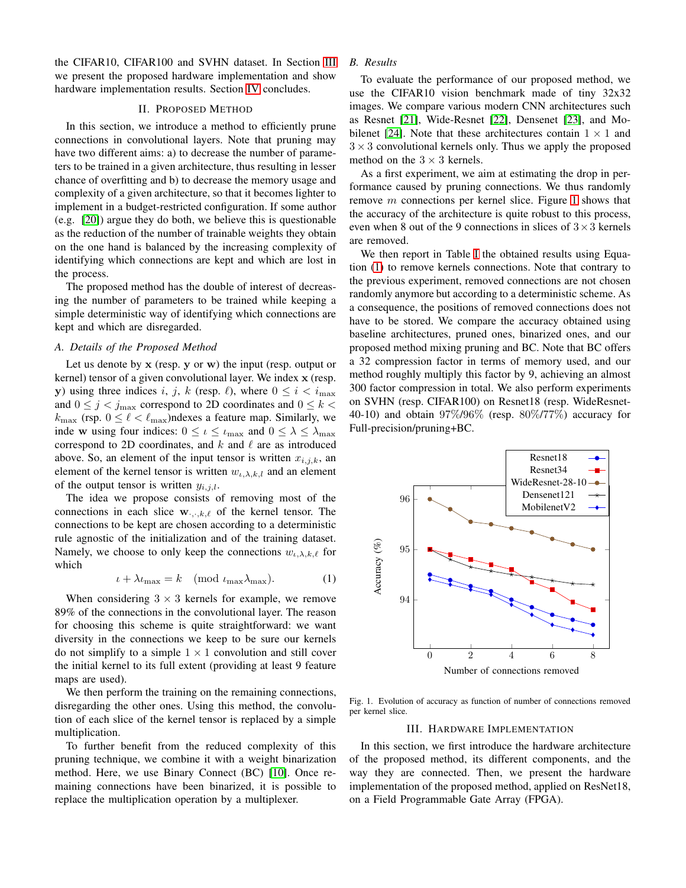the CIFAR10, CIFAR100 and SVHN dataset. In Section III we present the proposed hardware implementation and show hardware implementation results. Section IV concludes.

## II. Proposed Method

In this section, we introduce a method to efficiently prune connections in convolutional layers. Note that pruning may have two different aims: a) to decrease the number of parameters to be trained in a given architecture, thus resulting in lesser chance of overfitting and b) to decrease the memory usage and complexity of a given architecture, so that it becomes lighter to implement in a budget-restricted configuration. If some author (e.g. [20]) argue they do both, we believe this is questionable as the reduction of the number of trainable weights they obtain on the one hand is balanced by the increasing complexity of identifying which connections are kept and which are lost in the process.

The proposed method has the double of interest of decreasing the number of parameters to be trained while keeping a simple deterministic way of identifying which connections are kept and which are disregarded.

### A. Details of the Proposed Method

Let us denote by $\mathbf{x}$ (resp. $\mathbf{y}$ or $\mathbf{w}$) the input (resp. output or kernel) tensor of a given convolutional layer. We index $\mathbf{x}$ (resp. $\mathbf{y}$) using three indices $i$, $j$, $k$ (resp. $\ell$), where $0 \leq i < i_{\max}$ and $0 \leq j < j_{\max}$ correspond to 2D coordinates and $0 \leq k < k_{\max}$ (rsp. $0 \leq \ell < \ell_{\max}$)ndexes a feature map. Similarly, we inde $\mathbf{w}$ using four indices: $0 \leq \iota \leq \iota_{\max}$ and $0 \leq \lambda \leq \lambda_{\max}$ correspond to 2D coordinates, and $k$ and $\ell$ are as introduced above. So, an element of the input tensor is written $x_{i,j,k}$, an element of the kernel tensor is written $w_{\iota,\lambda,k,l}$ and an element of the output tensor is written $y_{i,j,l}$.

The idea we propose consists of removing most of the connections in each slice $\mathbf{w}_{\cdot,\cdot,k,\ell}$ of the kernel tensor. The connections to be kept are chosen according to a deterministic rule agnostic of the initialization and of the training dataset. Namely, we choose to only keep the connections $w_{\iota,\lambda,k,\ell}$ for which

$$\iota + \lambda \iota_{\max} = k \pmod{\iota_{\max}\lambda_{\max}}. \tag{1}$$

When considering $3 \times 3$ kernels for example, we remove 89% of the connections in the convolutional layer. The reason for choosing this scheme is quite straightforward: we want diversity in the connections we keep to be sure our kernels do not simplify to a simple $1 \times 1$ convolution and still cover the initial kernel to its full extent (providing at least 9 feature maps are used).

We then perform the training on the remaining connections, disregarding the other ones. Using this method, the convolution of each slice of the kernel tensor is replaced by a simple multiplication.

To further benefit from the reduced complexity of this pruning technique, we combine it with a weight binarization method. Here, we use Binary Connect (BC) [10]. Once remaining connections have been binarized, it is possible to replace the multiplication operation by a multiplexer.

### B. Results

To evaluate the performance of our proposed method, we use the CIFAR10 vision benchmark made of tiny 32x32 images. We compare various modern CNN architectures such as Resnet [21], Wide-Resnet [22], Densenet [23], and Mobilenet [24]. Note that these architectures contain $1 \times 1$ and $3 \times 3$ convolutional kernels only. Thus we apply the proposed method on the $3 \times 3$ kernels.

As a first experiment, we aim at estimating the drop in performance caused by pruning connections. We thus randomly remove $m$ connections per kernel slice. Figure 1 shows that the accuracy of the architecture is quite robust to this process, even when 8 out of the 9 connections in slices of $3 \times 3$ kernels are removed.

We then report in Table I the obtained results using Equation (1) to remove kernels connections. Note that contrary to the previous experiment, removed connections are not chosen randomly anymore but according to a deterministic scheme. As a consequence, the positions of removed connections does not have to be stored. We compare the accuracy obtained using baseline architectures, pruned ones, binarized ones, and our proposed method mixing pruning and BC. Note that BC offers a 32 compression factor in terms of memory used, and our method roughly multiply this factor by 9, achieving an almost 300 factor compression in total. We also perform experiments on SVHN (resp. CIFAR100) on Resnet18 (resp. WideResnet-40-10) and obtain 97%/96% (resp. 80%/77%) accuracy for Full-precision/pruning+BC.

Fig. 1. Evolution of accuracy as function of number of connections removed per kernel slice.

## III. Hardware Implementation

In this section, we first introduce the hardware architecture of the proposed method, its different components, and the way they are connected. Then, we present the hardware implementation of the proposed method, applied on ResNet18, on a Field Programmable Gate Array (FPGA).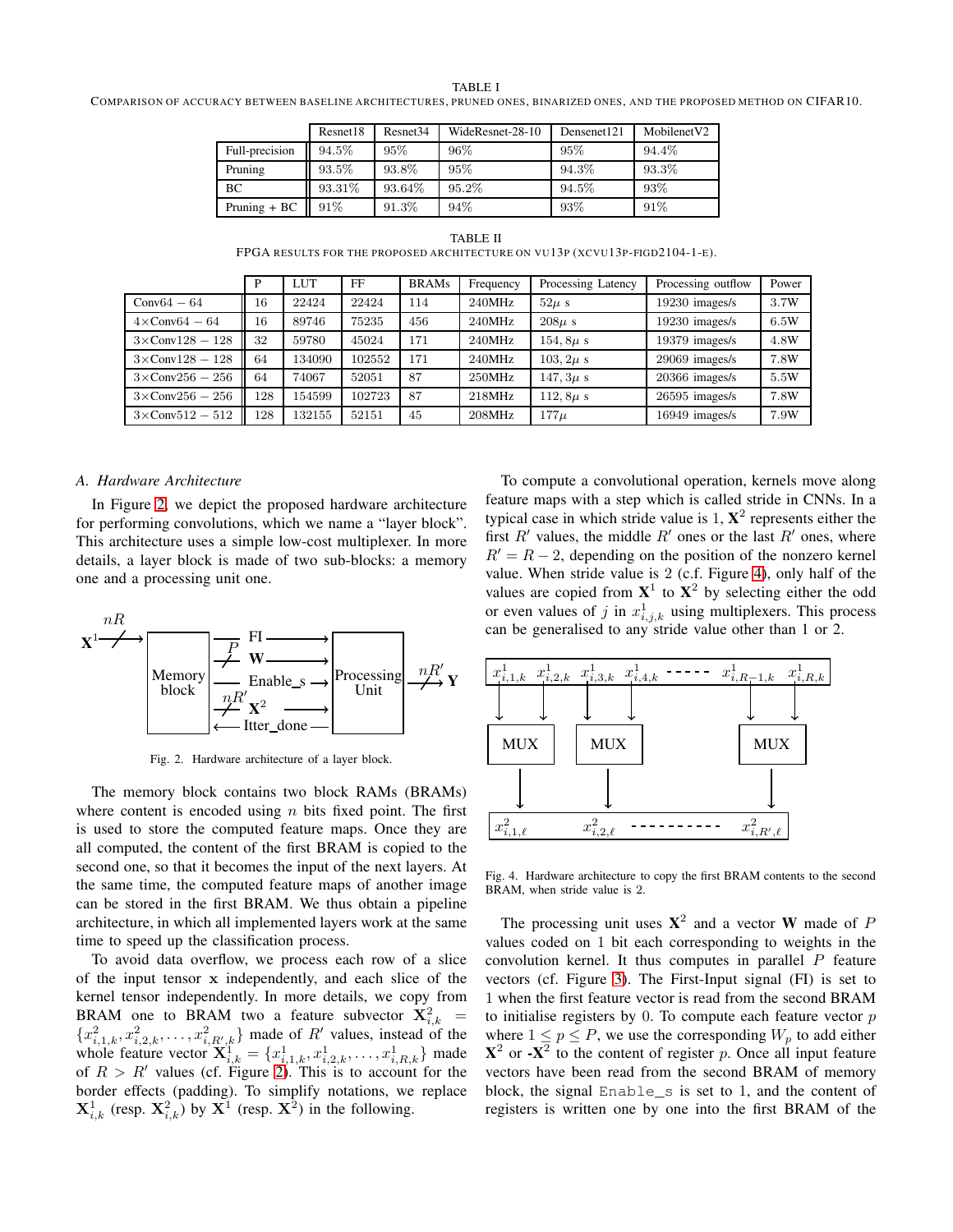TABLE I

COMPARISON OF ACCURACY BETWEEN BASELINE ARCHITECTURES, PRUNED ONES, BINARIZED ONES, AND THE PROPOSED METHOD ON CIFAR10.

| | Resnet18 | Resnet34 | WideResnet-28-10 | Densenet121 | MobilenetV2 |
|---|---|---|---|---|---|
| Full-precision | 94.5% | 95% | 96% | 95% | 94.4% |
| Pruning | 93.5% | 93.8% | 95% | 94.3% | 93.3% |
| BC | 93.31% | 93.64% | 95.2% | 94.5% | 93% |
| Pruning + BC | 91% | 91.3% | 94% | 93% | 91% |

TABLE II

FPGA RESULTS FOR THE PROPOSED ARCHITECTURE ON VU13P (XCVU13P-FIGD2104-1-E).

| | P | LUT | FF | BRAMs | Frequency | Processing Latency | Processing outflow | Power |
|---|---|---|---|---|---|---|---|---|
| Conv64 − 64 | 16 | 22424 | 22424 | 114 | 240MHz | 52$\mu$ s | 19230 images/s | 3.7W |
| 4×Conv64 − 64 | 16 | 89746 | 75235 | 456 | 240MHz | 208$\mu$ s | 19230 images/s | 6.5W |
| 3×Conv128 − 128 | 32 | 59780 | 45024 | 171 | 240MHz | 154, 8$\mu$ s | 19379 images/s | 4.8W |
| 3×Conv128 − 128 | 64 | 134090 | 102552 | 171 | 240MHz | 103, 2$\mu$ s | 29069 images/s | 7.8W |
| 3×Conv256 − 256 | 64 | 74067 | 52051 | 87 | 250MHz | 147, 3$\mu$ s | 20366 images/s | 5.5W |
| 3×Conv256 − 256 | 128 | 154599 | 102723 | 87 | 218MHz | 112, 8$\mu$ s | 26595 images/s | 7.8W |
| 3×Conv512 − 512 | 128 | 132155 | 52151 | 45 | 208MHz | 177$\mu$ | 16949 images/s | 7.9W |

### A. Hardware Architecture

In Figure 2, we depict the proposed hardware architecture for performing convolutions, which we name a "layer block". This architecture uses a simple low-cost multiplexer. In more details, a layer block is made of two sub-blocks: a memory one and a processing unit one.

Fig. 2. Hardware architecture of a layer block.

The memory block contains two block RAMs (BRAMs) where content is encoded using $n$ bits fixed point. The first is used to store the computed feature maps. Once they are all computed, the content of the first BRAM is copied to the second one, so that it becomes the input of the next layers. At the same time, the computed feature maps of another image can be stored in the first BRAM. We thus obtain a pipeline architecture, in which all implemented layers work at the same time to speed up the classification process.

To avoid data overflow, we process each row of a slice of the input tensor $\mathbf{x}$ independently, and each slice of the kernel tensor independently. In more details, we copy from BRAM one to BRAM two a feature subvector $\mathbf{X}^2_{i,k} = \{x^2_{i,1,k}, x^2_{i,2,k}, \ldots, x^2_{i,R',k}\}$ made of $R'$ values, instead of the whole feature vector $\mathbf{X}^1_{i,k} = \{x^1_{i,1,k}, x^1_{i,2,k}, \ldots, x^1_{i,R,k}\}$ made of $R > R'$ values (cf. Figure 2). This is to account for the border effects (padding). To simplify notations, we replace $\mathbf{X}^1_{i,k}$ (resp. $\mathbf{X}^2_{i,k}$) by $\mathbf{X}^1$ (resp. $\mathbf{X}^2$) in the following.

To compute a convolutional operation, kernels move along feature maps with a step which is called stride in CNNs. In a typical case in which stride value is 1, $\mathbf{X}^2$ represents either the first $R'$ values, the middle $R'$ ones or the last $R'$ ones, where $R' = R - 2$, depending on the position of the nonzero kernel value. When stride value is 2 (c.f. Figure 4), only half of the values are copied from $\mathbf{X}^1$ to $\mathbf{X}^2$ by selecting either the odd or even values of $j$ in $x^1_{i,j,k}$ using multiplexers. This process can be generalised to any stride value other than 1 or 2.

Fig. 4. Hardware architecture to copy the first BRAM contents to the second BRAM, when stride value is 2.

The processing unit uses $\mathbf{X}^2$ and a vector $\mathbf{W}$ made of $P$ values coded on 1 bit each corresponding to weights in the convolution kernel. It thus computes in parallel $P$ feature vectors (cf. Figure 3). The First-Input signal (FI) is set to 1 when the first feature vector is read from the second BRAM to initialise registers by 0. To compute each feature vector $p$ where $1 \leq p \leq P$, we use the corresponding $W_p$ to add either $\mathbf{X}^2$ or -$\mathbf{X}^2$ to the content of register $p$. Once all input feature vectors have been read from the second BRAM of memory block, the signal `Enable_s` is set to 1, and the content of registers is written one by one into the first BRAM of the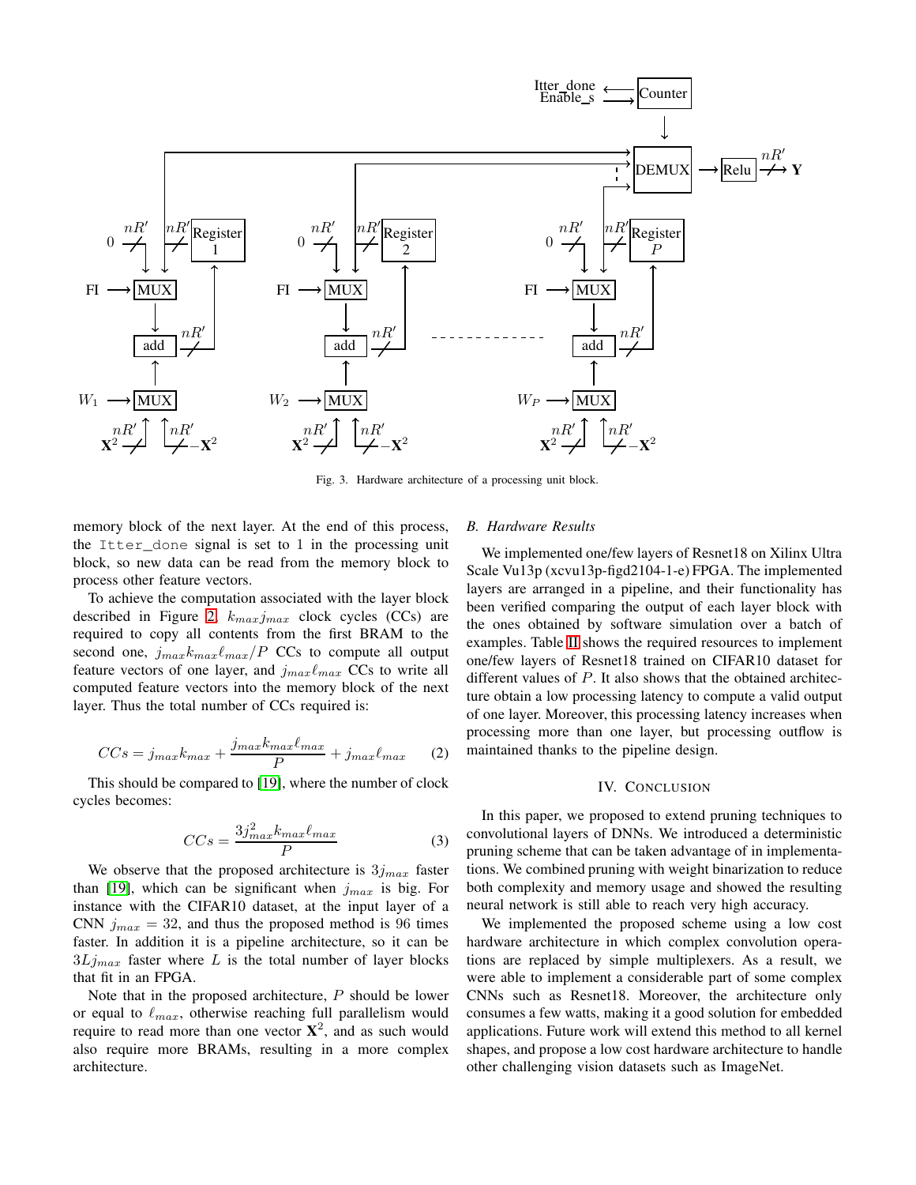Fig. 3. Hardware architecture of a processing unit block.

memory block of the next layer. At the end of this process, the `Itter_done` signal is set to 1 in the processing unit block, so new data can be read from the memory block to process other feature vectors.

To achieve the computation associated with the layer block described in Figure 2, $k_{max}j_{max}$ clock cycles (CCs) are required to copy all contents from the first BRAM to the second one, $j_{max}k_{max}\ell_{max}/P$ CCs to compute all output feature vectors of one layer, and $j_{max}\ell_{max}$ CCs to write all computed feature vectors into the memory block of the next layer. Thus the total number of CCs required is:

$$CCs = j_{max}k_{max} + \frac{j_{max}k_{max}\ell_{max}}{P} + j_{max}\ell_{max} \qquad (2)$$

This should be compared to [19], where the number of clock cycles becomes:

$$CCs = \frac{3j_{max}^2 k_{max}\ell_{max}}{P} \qquad (3)$$

We observe that the proposed architecture is $3j_{max}$ faster than [19], which can be significant when $j_{max}$ is big. For instance with the CIFAR10 dataset, at the input layer of a CNN $j_{max} = 32$, and thus the proposed method is 96 times faster. In addition it is a pipeline architecture, so it can be $3Lj_{max}$ faster where $L$ is the total number of layer blocks that fit in an FPGA.

Note that in the proposed architecture, $P$ should be lower or equal to $\ell_{max}$, otherwise reaching full parallelism would require to read more than one vector $\mathbf{X}^2$, and as such would also require more BRAMs, resulting in a more complex architecture.

### B. Hardware Results

We implemented one/few layers of Resnet18 on Xilinx Ultra Scale Vu13p (xcvu13p-figd2104-1-e) FPGA. The implemented layers are arranged in a pipeline, and their functionality has been verified comparing the output of each layer block with the ones obtained by software simulation over a batch of examples. Table II shows the required resources to implement one/few layers of Resnet18 trained on CIFAR10 dataset for different values of $P$. It also shows that the obtained architecture obtain a low processing latency to compute a valid output of one layer. Moreover, this processing latency increases when processing more than one layer, but processing outflow is maintained thanks to the pipeline design.

## IV. Conclusion

In this paper, we proposed to extend pruning techniques to convolutional layers of DNNs. We introduced a deterministic pruning scheme that can be taken advantage of in implementations. We combined pruning with weight binarization to reduce both complexity and memory usage and showed the resulting neural network is still able to reach very high accuracy.

We implemented the proposed scheme using a low cost hardware architecture in which complex convolution operations are replaced by simple multiplexers. As a result, we were able to implement a considerable part of some complex CNNs such as Resnet18. Moreover, the architecture only consumes a few watts, making it a good solution for embedded applications. Future work will extend this method to all kernel shapes, and propose a low cost hardware architecture to handle other challenging vision datasets such as ImageNet.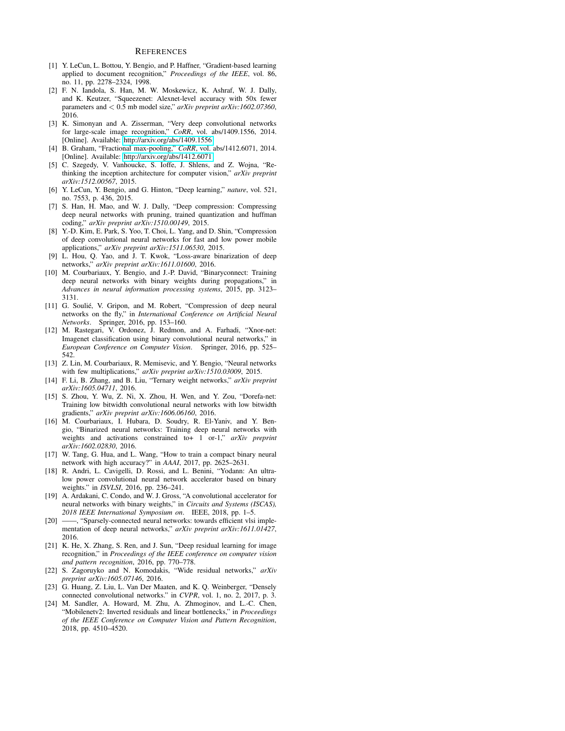# References

[1] Y. LeCun, L. Bottou, Y. Bengio, and P. Haffner, "Gradient-based learning applied to document recognition," *Proceedings of the IEEE*, vol. 86, no. 11, pp. 2278–2324, 1998.

[2] F. N. Iandola, S. Han, M. W. Moskewicz, K. Ashraf, W. J. Dally, and K. Keutzer, "Squeezenet: Alexnet-level accuracy with 50x fewer parameters and $<$ 0.5 mb model size," *arXiv preprint arXiv:1602.07360*, 2016.

[3] K. Simonyan and A. Zisserman, "Very deep convolutional networks for large-scale image recognition," *CoRR*, vol. abs/1409.1556, 2014. [Online]. Available: http://arxiv.org/abs/1409.1556

[4] B. Graham, "Fractional max-pooling," *CoRR*, vol. abs/1412.6071, 2014. [Online]. Available: http://arxiv.org/abs/1412.6071

[5] C. Szegedy, V. Vanhoucke, S. Ioffe, J. Shlens, and Z. Wojna, "Rethinking the inception architecture for computer vision," *arXiv preprint arXiv:1512.00567*, 2015.

[6] Y. LeCun, Y. Bengio, and G. Hinton, "Deep learning," *nature*, vol. 521, no. 7553, p. 436, 2015.

[7] S. Han, H. Mao, and W. J. Dally, "Deep compression: Compressing deep neural networks with pruning, trained quantization and huffman coding," *arXiv preprint arXiv:1510.00149*, 2015.

[8] Y.-D. Kim, E. Park, S. Yoo, T. Choi, L. Yang, and D. Shin, "Compression of deep convolutional neural networks for fast and low power mobile applications," *arXiv preprint arXiv:1511.06530*, 2015.

[9] L. Hou, Q. Yao, and J. T. Kwok, "Loss-aware binarization of deep networks," *arXiv preprint arXiv:1611.01600*, 2016.

[10] M. Courbariaux, Y. Bengio, and J.-P. David, "Binaryconnect: Training deep neural networks with binary weights during propagations," in *Advances in neural information processing systems*, 2015, pp. 3123–3131.

[11] G. Soulié, V. Gripon, and M. Robert, "Compression of deep neural networks on the fly," in *International Conference on Artificial Neural Networks*. Springer, 2016, pp. 153–160.

[12] M. Rastegari, V. Ordonez, J. Redmon, and A. Farhadi, "Xnor-net: Imagenet classification using binary convolutional neural networks," in *European Conference on Computer Vision*. Springer, 2016, pp. 525–542.

[13] Z. Lin, M. Courbariaux, R. Memisevic, and Y. Bengio, "Neural networks with few multiplications," *arXiv preprint arXiv:1510.03009*, 2015.

[14] F. Li, B. Zhang, and B. Liu, "Ternary weight networks," *arXiv preprint arXiv:1605.04711*, 2016.

[15] S. Zhou, Y. Wu, Z. Ni, X. Zhou, H. Wen, and Y. Zou, "Dorefa-net: Training low bitwidth convolutional neural networks with low bitwidth gradients," *arXiv preprint arXiv:1606.06160*, 2016.

[16] M. Courbariaux, I. Hubara, D. Soudry, R. El-Yaniv, and Y. Bengio, "Binarized neural networks: Training deep neural networks with weights and activations constrained to+ 1 or-1," *arXiv preprint arXiv:1602.02830*, 2016.

[17] W. Tang, G. Hua, and L. Wang, "How to train a compact binary neural network with high accuracy?" in *AAAI*, 2017, pp. 2625–2631.

[18] R. Andri, L. Cavigelli, D. Rossi, and L. Benini, "Yodann: An ultra-low power convolutional neural network accelerator based on binary weights." in *ISVLSI*, 2016, pp. 236–241.

[19] A. Ardakani, C. Condo, and W. J. Gross, "A convolutional accelerator for neural networks with binary weights," in *Circuits and Systems (ISCAS), 2018 IEEE International Symposium on*. IEEE, 2018, pp. 1–5.

[20] ——, "Sparsely-connected neural networks: towards efficient vlsi implementation of deep neural networks," *arXiv preprint arXiv:1611.01427*, 2016.

[21] K. He, X. Zhang, S. Ren, and J. Sun, "Deep residual learning for image recognition," in *Proceedings of the IEEE conference on computer vision and pattern recognition*, 2016, pp. 770–778.

[22] S. Zagoruyko and N. Komodakis, "Wide residual networks," *arXiv preprint arXiv:1605.07146*, 2016.

[23] G. Huang, Z. Liu, L. Van Der Maaten, and K. Q. Weinberger, "Densely connected convolutional networks." in *CVPR*, vol. 1, no. 2, 2017, p. 3.

[24] M. Sandler, A. Howard, M. Zhu, A. Zhmoginov, and L.-C. Chen, "Mobilenetv2: Inverted residuals and linear bottlenecks," in *Proceedings of the IEEE Conference on Computer Vision and Pattern Recognition*, 2018, pp. 4510–4520.